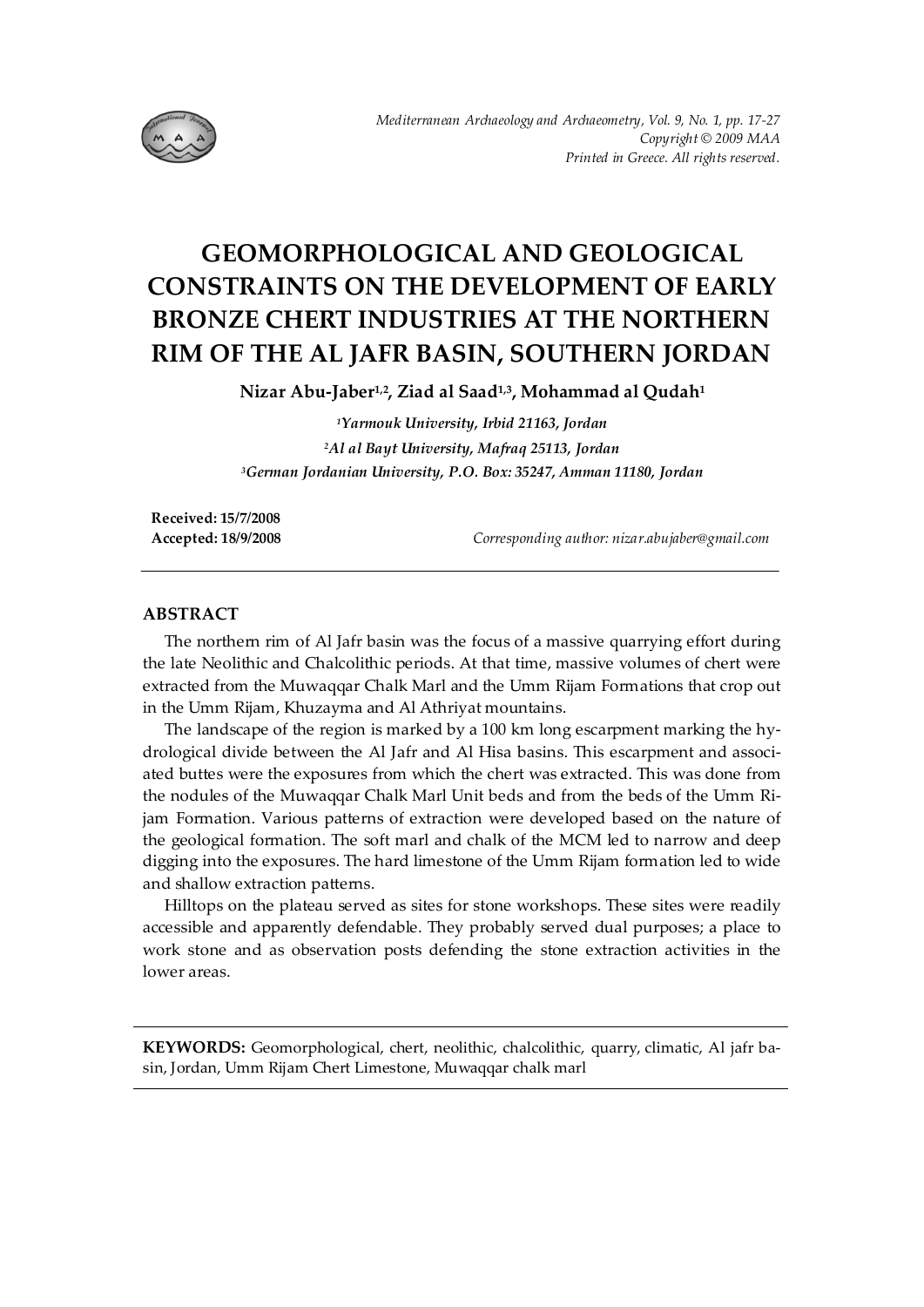# GEOMORPHOLOGICAL AND GEOLOGICAL CONSTRAINTS ON THE DEVELOPMENT OF EARLY BRONZE CHERT INDUSTRIES AT THE NORTHERN RIM OF THE AL JAFR BASIN, SOUTHERN JORDAN

**Nizar Abu-Jaber[1,2], Ziad al Saad[1,3], Mohammad al Qudah[1]**

*[1]Yarmouk University, Irbid 21163, Jordan*
*[2]Al al Bayt University, Mafraq 25113, Jordan*
*[3]German Jordanian University, P.O. Box: 35247, Amman 11180, Jordan*

**Received: 15/7/2008**
**Accepted: 18/9/2008**

*Corresponding author: nizar.abujaber@gmail.com*

---

## ABSTRACT

The northern rim of Al Jafr basin was the focus of a massive quarrying effort during the late Neolithic and Chalcolithic periods. At that time, massive volumes of chert were extracted from the Muwaqqar Chalk Marl and the Umm Rijam Formations that crop out in the Umm Rijam, Khuzayma and Al Athriyat mountains.

The landscape of the region is marked by a 100 km long escarpment marking the hydrological divide between the Al Jafr and Al Hisa basins. This escarpment and associated buttes were the exposures from which the chert was extracted. This was done from the nodules of the Muwaqqar Chalk Marl Unit beds and from the beds of the Umm Rijam Formation. Various patterns of extraction were developed based on the nature of the geological formation. The soft marl and chalk of the MCM led to narrow and deep digging into the exposures. The hard limestone of the Umm Rijam formation led to wide and shallow extraction patterns.

Hilltops on the plateau served as sites for stone workshops. These sites were readily accessible and apparently defendable. They probably served dual purposes; a place to work stone and as observation posts defending the stone extraction activities in the lower areas.

---

**KEYWORDS:** Geomorphological, chert, neolithic, chalcolithic, quarry, climatic, Al jafr basin, Jordan, Umm Rijam Chert Limestone, Muwaqqar chalk marl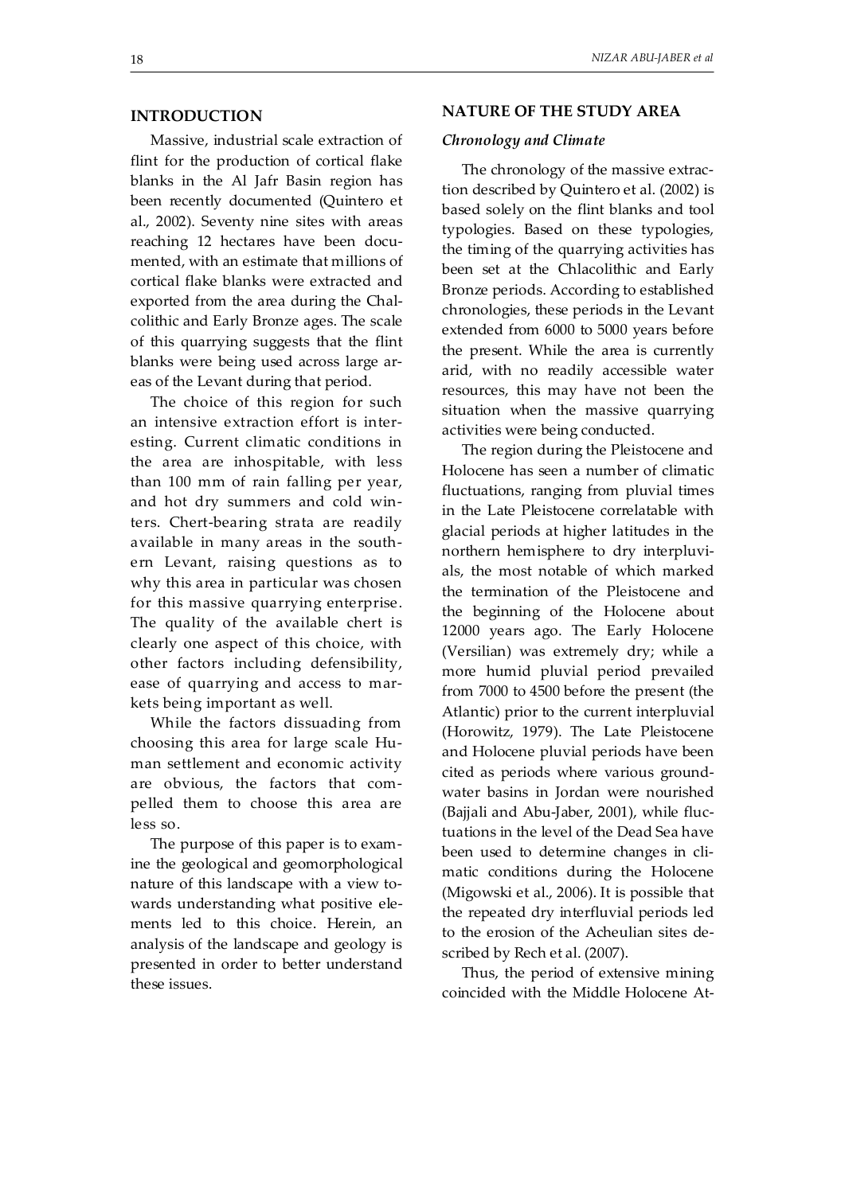## INTRODUCTION

Massive, industrial scale extraction of flint for the production of cortical flake blanks in the Al Jafr Basin region has been recently documented (Quintero et al., 2002). Seventy nine sites with areas reaching 12 hectares have been documented, with an estimate that millions of cortical flake blanks were extracted and exported from the area during the Chalcolithic and Early Bronze ages. The scale of this quarrying suggests that the flint blanks were being used across large areas of the Levant during that period.

The choice of this region for such an intensive extraction effort is interesting. Current climatic conditions in the area are inhospitable, with less than 100 mm of rain falling per year, and hot dry summers and cold winters. Chert-bearing strata are readily available in many areas in the southern Levant, raising questions as to why this area in particular was chosen for this massive quarrying enterprise. The quality of the available chert is clearly one aspect of this choice, with other factors including defensibility, ease of quarrying and access to markets being important as well.

While the factors dissuading from choosing this area for large scale Human settlement and economic activity are obvious, the factors that compelled them to choose this area are less so.

The purpose of this paper is to examine the geological and geomorphological nature of this landscape with a view towards understanding what positive elements led to this choice. Herein, an analysis of the landscape and geology is presented in order to better understand these issues.

## NATURE OF THE STUDY AREA

### *Chronology and Climate*

The chronology of the massive extraction described by Quintero et al. (2002) is based solely on the flint blanks and tool typologies. Based on these typologies, the timing of the quarrying activities has been set at the Chlacolithic and Early Bronze periods. According to established chronologies, these periods in the Levant extended from 6000 to 5000 years before the present. While the area is currently arid, with no readily accessible water resources, this may have not been the situation when the massive quarrying activities were being conducted.

The region during the Pleistocene and Holocene has seen a number of climatic fluctuations, ranging from pluvial times in the Late Pleistocene correlatable with glacial periods at higher latitudes in the northern hemisphere to dry interpluvials, the most notable of which marked the termination of the Pleistocene and the beginning of the Holocene about 12000 years ago. The Early Holocene (Versilian) was extremely dry; while a more humid pluvial period prevailed from 7000 to 4500 before the present (the Atlantic) prior to the current interpluvial (Horowitz, 1979). The Late Pleistocene and Holocene pluvial periods have been cited as periods where various groundwater basins in Jordan were nourished (Bajjali and Abu-Jaber, 2001), while fluctuations in the level of the Dead Sea have been used to determine changes in climatic conditions during the Holocene (Migowski et al., 2006). It is possible that the repeated dry interfluvial periods led to the erosion of the Acheulian sites described by Rech et al. (2007).

Thus, the period of extensive mining coincided with the Middle Holocene At-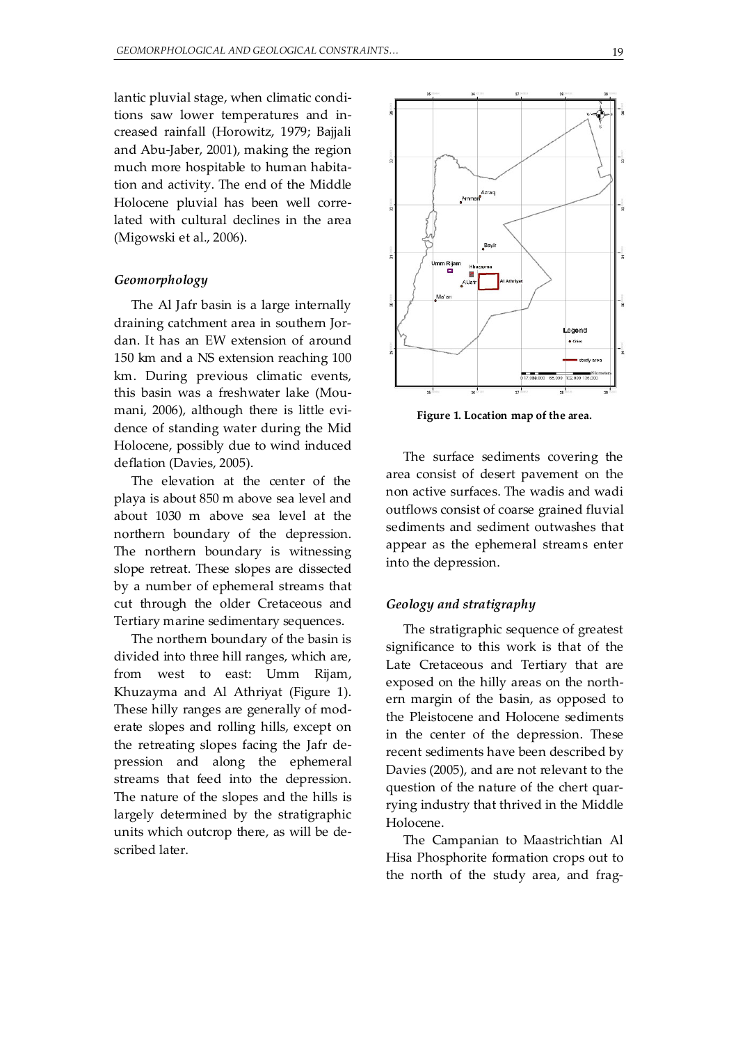lantic pluvial stage, when climatic conditions saw lower temperatures and increased rainfall (Horowitz, 1979; Bajjali and Abu-Jaber, 2001), making the region much more hospitable to human habitation and activity. The end of the Middle Holocene pluvial has been well correlated with cultural declines in the area (Migowski et al., 2006).

### *Geomorphology*

The Al Jafr basin is a large internally draining catchment area in southern Jordan. It has an EW extension of around 150 km and a NS extension reaching 100 km. During previous climatic events, this basin was a freshwater lake (Moumani, 2006), although there is little evidence of standing water during the Mid Holocene, possibly due to wind induced deflation (Davies, 2005).

The elevation at the center of the playa is about 850 m above sea level and about 1030 m above sea level at the northern boundary of the depression. The northern boundary is witnessing slope retreat. These slopes are dissected by a number of ephemeral streams that cut through the older Cretaceous and Tertiary marine sedimentary sequences.

The northern boundary of the basin is divided into three hill ranges, which are, from west to east: Umm Rijam, Khuzayma and Al Athriyat (Figure 1). These hilly ranges are generally of moderate slopes and rolling hills, except on the retreating slopes facing the Jafr depression and along the ephemeral streams that feed into the depression. The nature of the slopes and the hills is largely determined by the stratigraphic units which outcrop there, as will be described later.

**Figure 1. Location map of the area.**

The surface sediments covering the area consist of desert pavement on the non active surfaces. The wadis and wadi outflows consist of coarse grained fluvial sediments and sediment outwashes that appear as the ephemeral streams enter into the depression.

### *Geology and stratigraphy*

The stratigraphic sequence of greatest significance to this work is that of the Late Cretaceous and Tertiary that are exposed on the hilly areas on the northern margin of the basin, as opposed to the Pleistocene and Holocene sediments in the center of the depression. These recent sediments have been described by Davies (2005), and are not relevant to the question of the nature of the chert quarrying industry that thrived in the Middle Holocene.

The Campanian to Maastrichtian Al Hisa Phosphorite formation crops out to the north of the study area, and frag-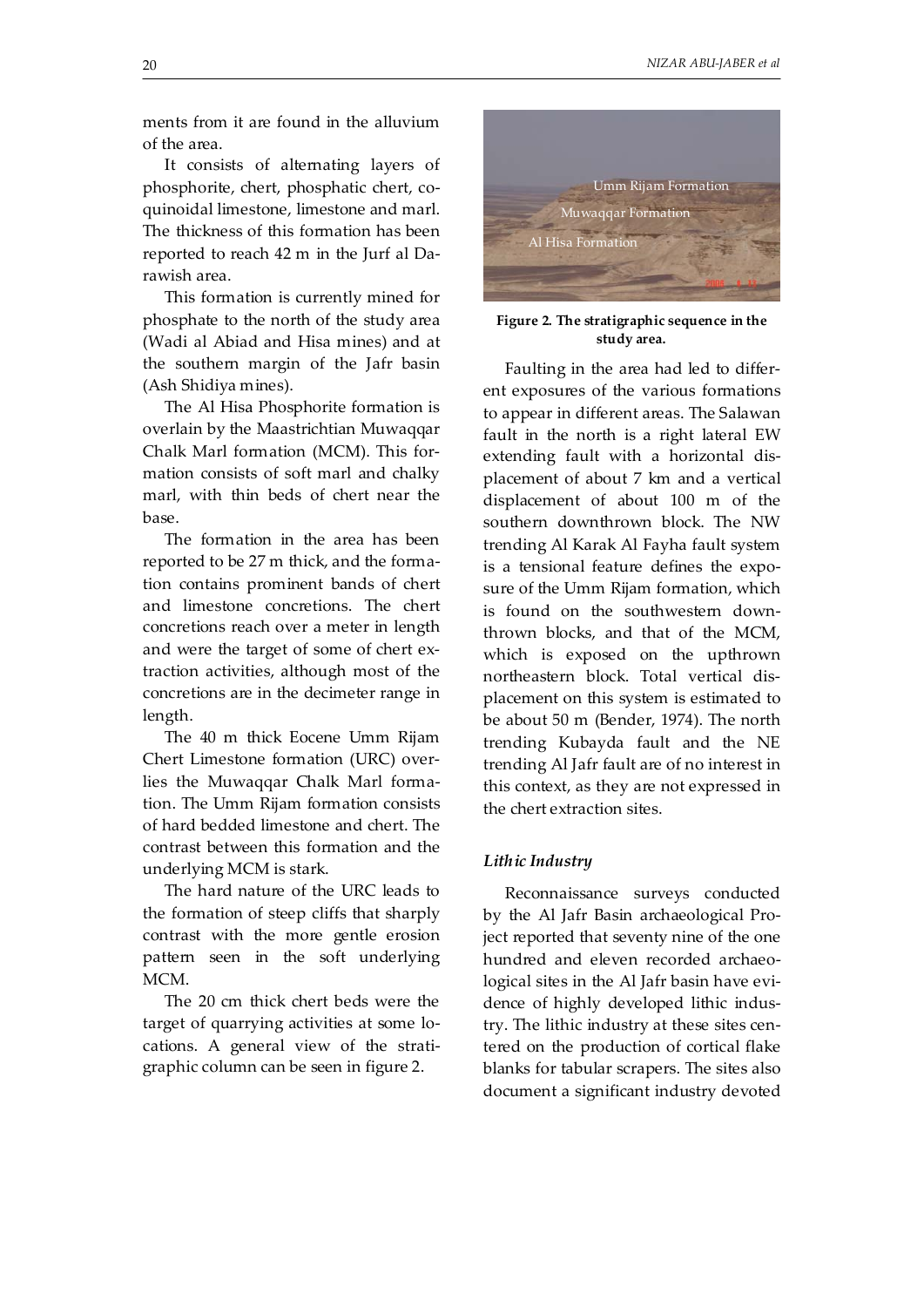ments from it are found in the alluvium of the area.

It consists of alternating layers of phosphorite, chert, phosphatic chert, coquinoidal limestone, limestone and marl. The thickness of this formation has been reported to reach 42 m in the Jurf al Darawish area.

This formation is currently mined for phosphate to the north of the study area (Wadi al Abiad and Hisa mines) and at the southern margin of the Jafr basin (Ash Shidiya mines).

The Al Hisa Phosphorite formation is overlain by the Maastrichtian Muwaqqar Chalk Marl formation (MCM). This formation consists of soft marl and chalky marl, with thin beds of chert near the base.

The formation in the area has been reported to be 27 m thick, and the formation contains prominent bands of chert and limestone concretions. The chert concretions reach over a meter in length and were the target of some of chert extraction activities, although most of the concretions are in the decimeter range in length.

The 40 m thick Eocene Umm Rijam Chert Limestone formation (URC) overlies the Muwaqqar Chalk Marl formation. The Umm Rijam formation consists of hard bedded limestone and chert. The contrast between this formation and the underlying MCM is stark.

The hard nature of the URC leads to the formation of steep cliffs that sharply contrast with the more gentle erosion pattern seen in the soft underlying MCM.

The 20 cm thick chert beds were the target of quarrying activities at some locations. A general view of the stratigraphic column can be seen in figure 2.

**Figure 2. The stratigraphic sequence in the study area.**

Faulting in the area had led to different exposures of the various formations to appear in different areas. The Salawan fault in the north is a right lateral EW extending fault with a horizontal displacement of about 7 km and a vertical displacement of about 100 m of the southern downthrown block. The NW trending Al Karak Al Fayha fault system is a tensional feature defines the exposure of the Umm Rijam formation, which is found on the southwestern downthrown blocks, and that of the MCM, which is exposed on the upthrown northeastern block. Total vertical displacement on this system is estimated to be about 50 m (Bender, 1974). The north trending Kubayda fault and the NE trending Al Jafr fault are of no interest in this context, as they are not expressed in the chert extraction sites.

### *Lithic Industry*

Reconnaissance surveys conducted by the Al Jafr Basin archaeological Project reported that seventy nine of the one hundred and eleven recorded archaeological sites in the Al Jafr basin have evidence of highly developed lithic industry. The lithic industry at these sites centered on the production of cortical flake blanks for tabular scrapers. The sites also document a significant industry devoted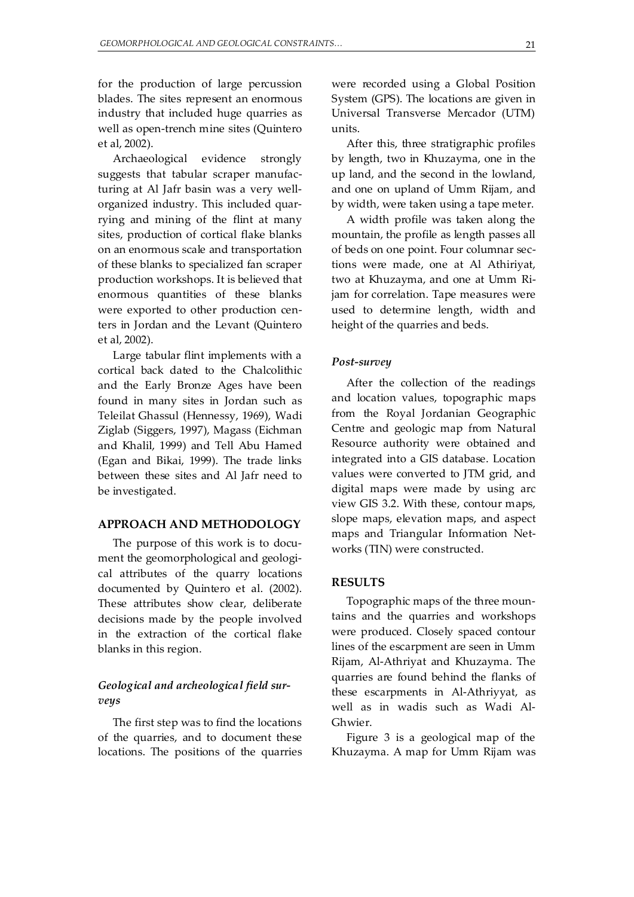for the production of large percussion blades. The sites represent an enormous industry that included huge quarries as well as open-trench mine sites (Quintero et al, 2002).

Archaeological evidence strongly suggests that tabular scraper manufacturing at Al Jafr basin was a very well-organized industry. This included quarrying and mining of the flint at many sites, production of cortical flake blanks on an enormous scale and transportation of these blanks to specialized fan scraper production workshops. It is believed that enormous quantities of these blanks were exported to other production centers in Jordan and the Levant (Quintero et al, 2002).

Large tabular flint implements with a cortical back dated to the Chalcolithic and the Early Bronze Ages have been found in many sites in Jordan such as Teleilat Ghassul (Hennessy, 1969), Wadi Ziglab (Siggers, 1997), Magass (Eichman and Khalil, 1999) and Tell Abu Hamed (Egan and Bikai, 1999). The trade links between these sites and Al Jafr need to be investigated.

## APPROACH AND METHODOLOGY

The purpose of this work is to document the geomorphological and geological attributes of the quarry locations documented by Quintero et al. (2002). These attributes show clear, deliberate decisions made by the people involved in the extraction of the cortical flake blanks in this region.

### *Geological and archeological field surveys*

The first step was to find the locations of the quarries, and to document these locations. The positions of the quarries were recorded using a Global Position System (GPS). The locations are given in Universal Transverse Mercador (UTM) units.

After this, three stratigraphic profiles by length, two in Khuzayma, one in the up land, and the second in the lowland, and one on upland of Umm Rijam, and by width, were taken using a tape meter.

A width profile was taken along the mountain, the profile as length passes all of beds on one point. Four columnar sections were made, one at Al Athiriyat, two at Khuzayma, and one at Umm Rijam for correlation. Tape measures were used to determine length, width and height of the quarries and beds.

### *Post-survey*

After the collection of the readings and location values, topographic maps from the Royal Jordanian Geographic Centre and geologic map from Natural Resource authority were obtained and integrated into a GIS database. Location values were converted to JTM grid, and digital maps were made by using arc view GIS 3.2. With these, contour maps, slope maps, elevation maps, and aspect maps and Triangular Information Networks (TIN) were constructed.

## RESULTS

Topographic maps of the three mountains and the quarries and workshops were produced. Closely spaced contour lines of the escarpment are seen in Umm Rijam, Al-Athriyat and Khuzayma. The quarries are found behind the flanks of these escarpments in Al-Athriyyat, as well as in wadis such as Wadi Al-Ghwier.

Figure 3 is a geological map of the Khuzayma. A map for Umm Rijam was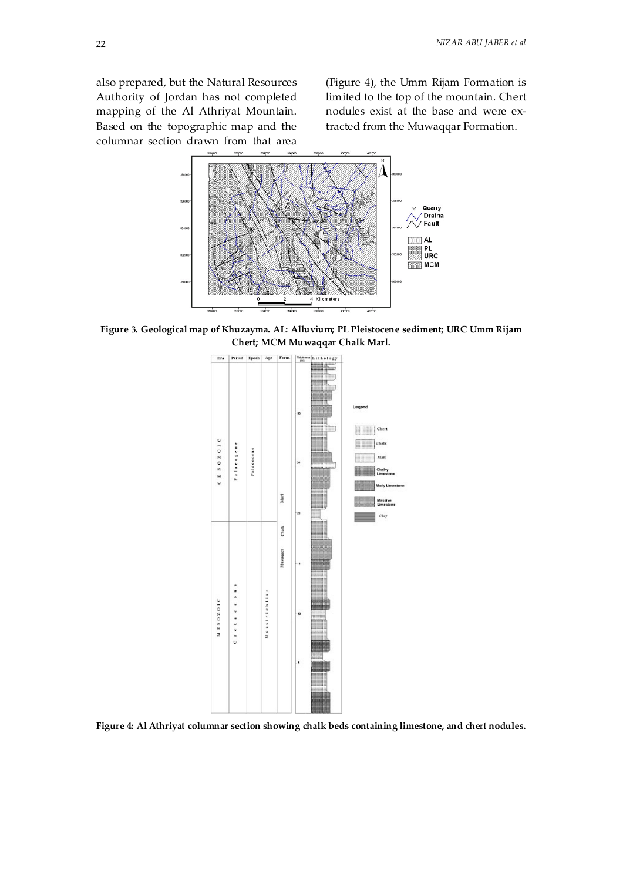also prepared, but the Natural Resources Authority of Jordan has not completed mapping of the Al Athriyat Mountain. Based on the topographic map and the columnar section drawn from that area (Figure 4), the Umm Rijam Formation is limited to the top of the mountain. Chert nodules exist at the base and were extracted from the Muwaqqar Formation.

**Figure 3. Geological map of Khuzayma. AL: Alluvium; PL Pleistocene sediment; URC Umm Rijam Chert; MCM Muwaqqar Chalk Marl.**

**Figure 4: Al Athriyat columnar section showing chalk beds containing limestone, and chert nodules.**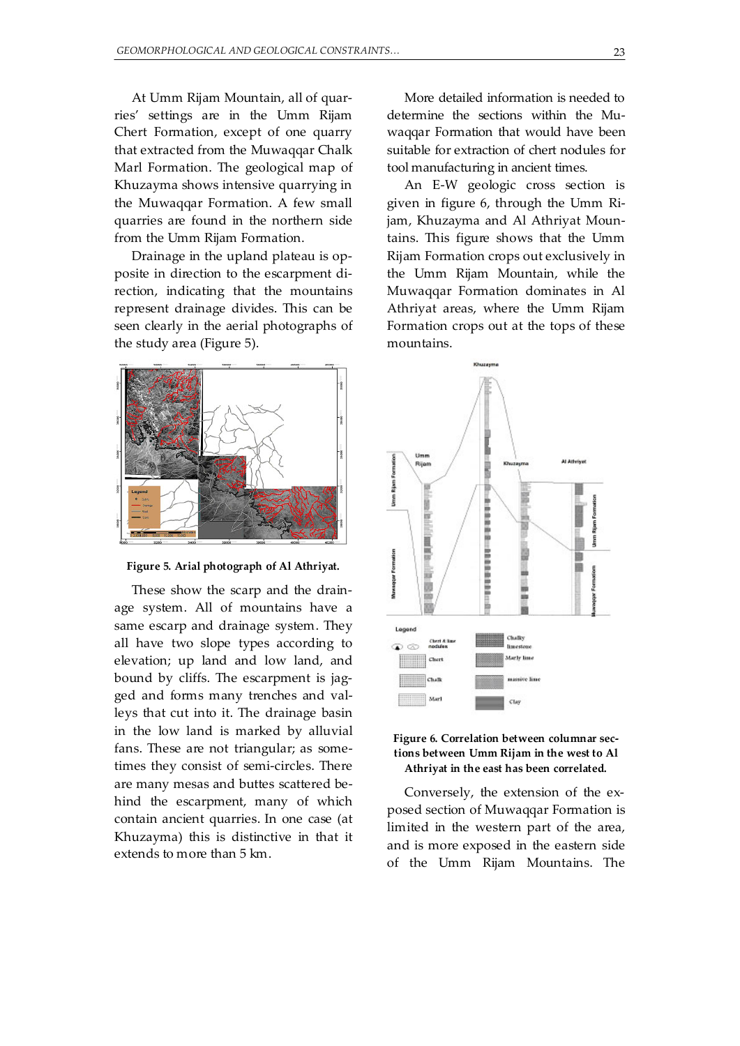At Umm Rijam Mountain, all of quarries' settings are in the Umm Rijam Chert Formation, except of one quarry that extracted from the Muwaqqar Chalk Marl Formation. The geological map of Khuzayma shows intensive quarrying in the Muwaqqar Formation. A few small quarries are found in the northern side from the Umm Rijam Formation.

Drainage in the upland plateau is opposite in direction to the escarpment direction, indicating that the mountains represent drainage divides. This can be seen clearly in the aerial photographs of the study area (Figure 5).

**Figure 5. Arial photograph of Al Athriyat.**

These show the scarp and the drainage system. All of mountains have a same escarp and drainage system. They all have two slope types according to elevation; up land and low land, and bound by cliffs. The escarpment is jagged and forms many trenches and valleys that cut into it. The drainage basin in the low land is marked by alluvial fans. These are not triangular; as sometimes they consist of semi-circles. There are many mesas and buttes scattered behind the escarpment, many of which contain ancient quarries. In one case (at Khuzayma) this is distinctive in that it extends to more than 5 km.

More detailed information is needed to determine the sections within the Muwaqqar Formation that would have been suitable for extraction of chert nodules for tool manufacturing in ancient times.

An E-W geologic cross section is given in figure 6, through the Umm Rijam, Khuzayma and Al Athriyat Mountains. This figure shows that the Umm Rijam Formation crops out exclusively in the Umm Rijam Mountain, while the Muwaqqar Formation dominates in Al Athriyat areas, where the Umm Rijam Formation crops out at the tops of these mountains.

**Figure 6. Correlation between columnar sections between Umm Rijam in the west to Al Athriyat in the east has been correlated.**

Conversely, the extension of the exposed section of Muwaqqar Formation is limited in the western part of the area, and is more exposed in the eastern side of the Umm Rijam Mountains. The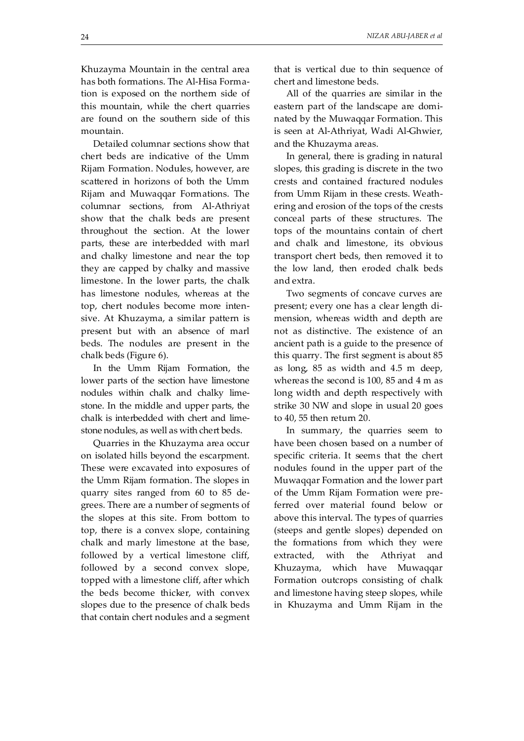Khuzayma Mountain in the central area has both formations. The Al-Hisa Formation is exposed on the northern side of this mountain, while the chert quarries are found on the southern side of this mountain.

Detailed columnar sections show that chert beds are indicative of the Umm Rijam Formation. Nodules, however, are scattered in horizons of both the Umm Rijam and Muwaqqar Formations. The columnar sections, from Al-Athriyat show that the chalk beds are present throughout the section. At the lower parts, these are interbedded with marl and chalky limestone and near the top they are capped by chalky and massive limestone. In the lower parts, the chalk has limestone nodules, whereas at the top, chert nodules become more intensive. At Khuzayma, a similar pattern is present but with an absence of marl beds. The nodules are present in the chalk beds (Figure 6).

In the Umm Rijam Formation, the lower parts of the section have limestone nodules within chalk and chalky limestone. In the middle and upper parts, the chalk is interbedded with chert and limestone nodules, as well as with chert beds.

Quarries in the Khuzayma area occur on isolated hills beyond the escarpment. These were excavated into exposures of the Umm Rijam formation. The slopes in quarry sites ranged from 60 to 85 degrees. There are a number of segments of the slopes at this site. From bottom to top, there is a convex slope, containing chalk and marly limestone at the base, followed by a vertical limestone cliff, followed by a second convex slope, topped with a limestone cliff, after which the beds become thicker, with convex slopes due to the presence of chalk beds that contain chert nodules and a segment that is vertical due to thin sequence of chert and limestone beds.

All of the quarries are similar in the eastern part of the landscape are dominated by the Muwaqqar Formation. This is seen at Al-Athriyat, Wadi Al-Ghwier, and the Khuzayma areas.

In general, there is grading in natural slopes, this grading is discrete in the two crests and contained fractured nodules from Umm Rijam in these crests. Weathering and erosion of the tops of the crests conceal parts of these structures. The tops of the mountains contain of chert and chalk and limestone, its obvious transport chert beds, then removed it to the low land, then eroded chalk beds and extra.

Two segments of concave curves are present; every one has a clear length dimension, whereas width and depth are not as distinctive. The existence of an ancient path is a guide to the presence of this quarry. The first segment is about 85 as long, 85 as width and 4.5 m deep, whereas the second is 100, 85 and 4 m as long width and depth respectively with strike 30 NW and slope in usual 20 goes to 40, 55 then return 20.

In summary, the quarries seem to have been chosen based on a number of specific criteria. It seems that the chert nodules found in the upper part of the Muwaqqar Formation and the lower part of the Umm Rijam Formation were preferred over material found below or above this interval. The types of quarries (steeps and gentle slopes) depended on the formations from which they were extracted, with the Athriyat and Khuzayma, which have Muwaqqar Formation outcrops consisting of chalk and limestone having steep slopes, while in Khuzayma and Umm Rijam in the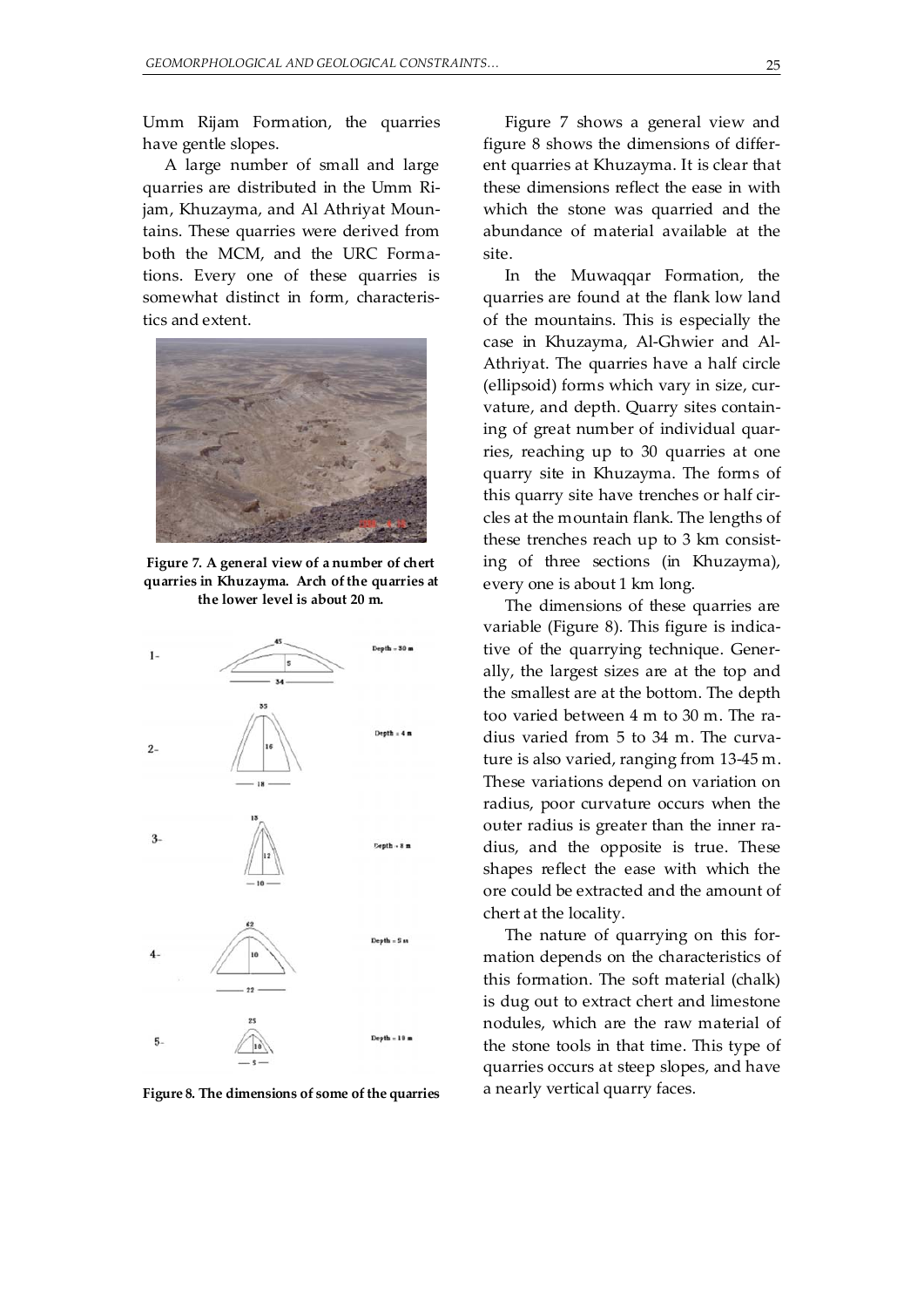Umm Rijam Formation, the quarries have gentle slopes.

A large number of small and large quarries are distributed in the Umm Rijam, Khuzayma, and Al Athriyat Mountains. These quarries were derived from both the MCM, and the URC Formations. Every one of these quarries is somewhat distinct in form, characteristics and extent.

**Figure 7. A general view of a number of chert quarries in Khuzayma. Arch of the quarries at the lower level is about 20 m.**

**Figure 8. The dimensions of some of the quarries**

Figure 7 shows a general view and figure 8 shows the dimensions of different quarries at Khuzayma. It is clear that these dimensions reflect the ease in with which the stone was quarried and the abundance of material available at the site.

In the Muwaqqar Formation, the quarries are found at the flank low land of the mountains. This is especially the case in Khuzayma, Al-Ghwier and Al-Athriyat. The quarries have a half circle (ellipsoid) forms which vary in size, curvature, and depth. Quarry sites containing of great number of individual quarries, reaching up to 30 quarries at one quarry site in Khuzayma. The forms of this quarry site have trenches or half circles at the mountain flank. The lengths of these trenches reach up to 3 km consisting of three sections (in Khuzayma), every one is about 1 km long.

The dimensions of these quarries are variable (Figure 8). This figure is indicative of the quarrying technique. Generally, the largest sizes are at the top and the smallest are at the bottom. The depth too varied between 4 m to 30 m. The radius varied from 5 to 34 m. The curvature is also varied, ranging from 13-45 m. These variations depend on variation on radius, poor curvature occurs when the outer radius is greater than the inner radius, and the opposite is true. These shapes reflect the ease with which the ore could be extracted and the amount of chert at the locality.

The nature of quarrying on this formation depends on the characteristics of this formation. The soft material (chalk) is dug out to extract chert and limestone nodules, which are the raw material of the stone tools in that time. This type of quarries occurs at steep slopes, and have a nearly vertical quarry faces.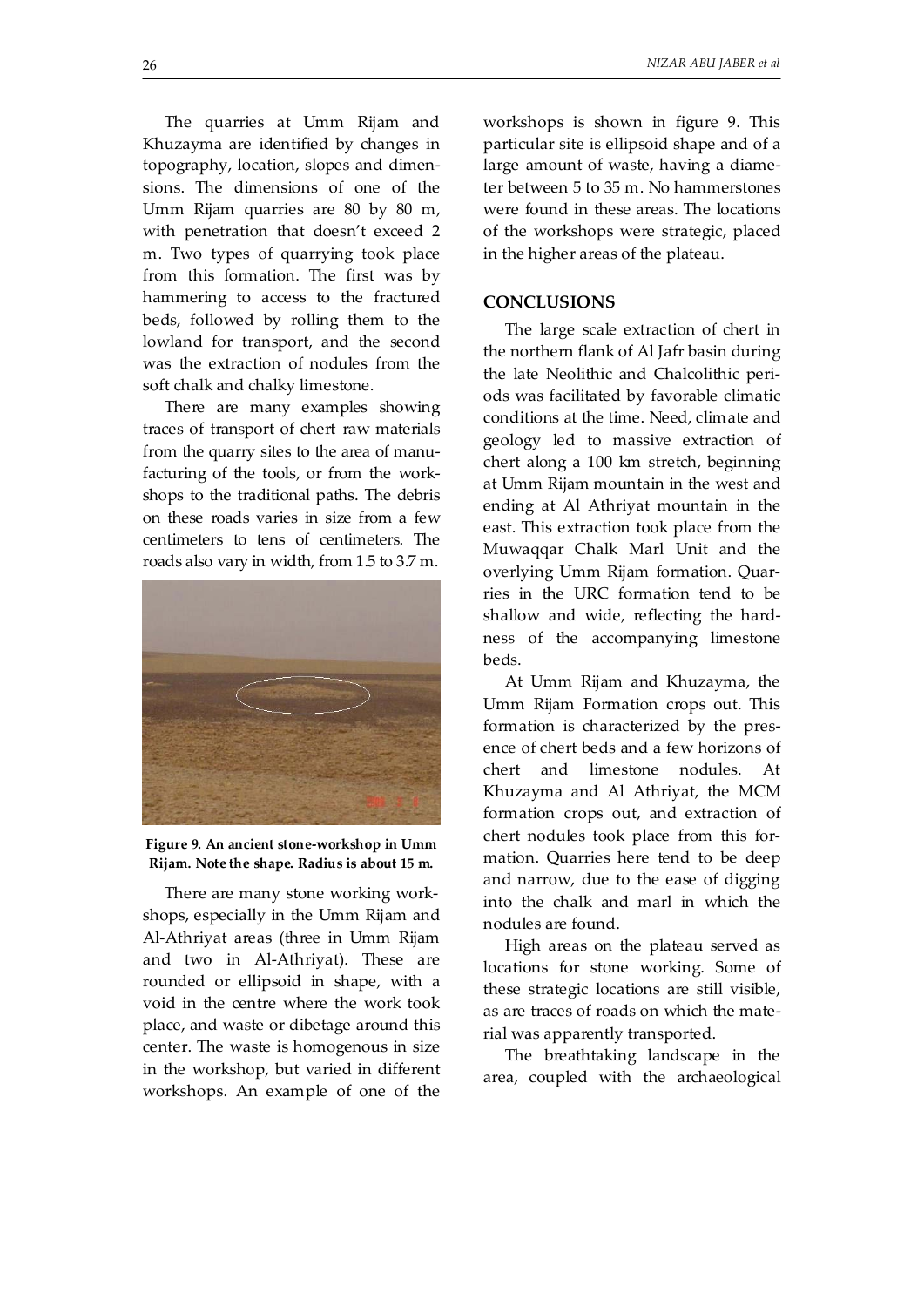The quarries at Umm Rijam and Khuzayma are identified by changes in topography, location, slopes and dimensions. The dimensions of one of the Umm Rijam quarries are 80 by 80 m, with penetration that doesn't exceed 2 m. Two types of quarrying took place from this formation. The first was by hammering to access to the fractured beds, followed by rolling them to the lowland for transport, and the second was the extraction of nodules from the soft chalk and chalky limestone.

There are many examples showing traces of transport of chert raw materials from the quarry sites to the area of manufacturing of the tools, or from the workshops to the traditional paths. The debris on these roads varies in size from a few centimeters to tens of centimeters. The roads also vary in width, from 1.5 to 3.7 m.

**Figure 9. An ancient stone-workshop in Umm Rijam. Note the shape. Radius is about 15 m.**

There are many stone working workshops, especially in the Umm Rijam and Al-Athriyat areas (three in Umm Rijam and two in Al-Athriyat). These are rounded or ellipsoid in shape, with a void in the centre where the work took place, and waste or dibetage around this center. The waste is homogenous in size in the workshop, but varied in different workshops. An example of one of the workshops is shown in figure 9. This particular site is ellipsoid shape and of a large amount of waste, having a diameter between 5 to 35 m. No hammerstones were found in these areas. The locations of the workshops were strategic, placed in the higher areas of the plateau.

## CONCLUSIONS

The large scale extraction of chert in the northern flank of Al Jafr basin during the late Neolithic and Chalcolithic periods was facilitated by favorable climatic conditions at the time. Need, climate and geology led to massive extraction of chert along a 100 km stretch, beginning at Umm Rijam mountain in the west and ending at Al Athriyat mountain in the east. This extraction took place from the Muwaqqar Chalk Marl Unit and the overlying Umm Rijam formation. Quarries in the URC formation tend to be shallow and wide, reflecting the hardness of the accompanying limestone beds.

At Umm Rijam and Khuzayma, the Umm Rijam Formation crops out. This formation is characterized by the presence of chert beds and a few horizons of chert and limestone nodules. At Khuzayma and Al Athriyat, the MCM formation crops out, and extraction of chert nodules took place from this formation. Quarries here tend to be deep and narrow, due to the ease of digging into the chalk and marl in which the nodules are found.

High areas on the plateau served as locations for stone working. Some of these strategic locations are still visible, as are traces of roads on which the material was apparently transported.

The breathtaking landscape in the area, coupled with the archaeological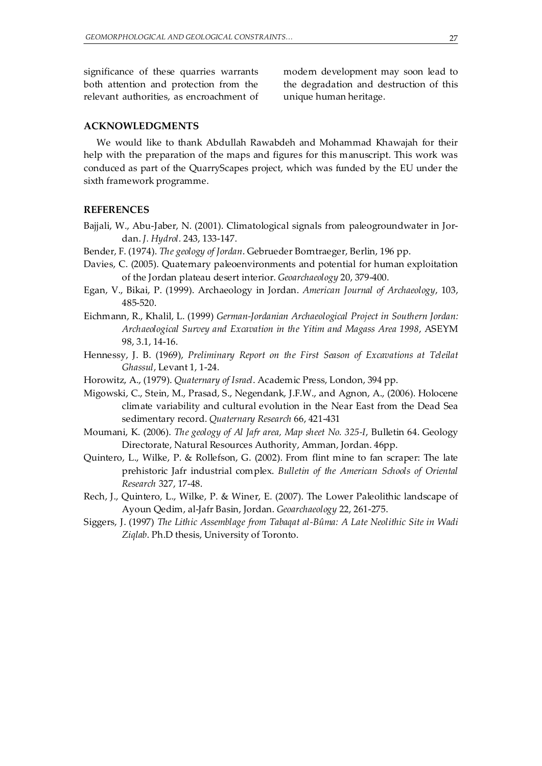significance of these quarries warrants both attention and protection from the relevant authorities, as encroachment of modern development may soon lead to the degradation and destruction of this unique human heritage.

## ACKNOWLEDGMENTS

We would like to thank Abdullah Rawabdeh and Mohammad Khawajah for their help with the preparation of the maps and figures for this manuscript. This work was conduced as part of the QuarryScapes project, which was funded by the EU under the sixth framework programme.

## REFERENCES

Bajjali, W., Abu-Jaber, N. (2001). Climatological signals from paleogroundwater in Jordan. *J. Hydrol.* 243, 133-147.

Bender, F. (1974). *The geology of Jordan*. Gebrueder Borntraeger, Berlin, 196 pp.

Davies, C. (2005). Quaternary paleoenvironments and potential for human exploitation of the Jordan plateau desert interior. *Geoarchaeology* 20, 379-400.

Egan, V., Bikai, P. (1999). Archaeology in Jordan. *American Journal of Archaeology*, 103, 485-520.

Eichmann, R., Khalil, L. (1999) *German-Jordanian Archaeological Project in Southern Jordan: Archaeological Survey and Excavation in the Yitim and Magass Area 1998*, ASEYM 98, 3.1, 14-16.

Hennessy, J. B. (1969), *Preliminary Report on the First Season of Excavations at Teleilat Ghassul*, Levant 1, 1-24.

Horowitz, A., (1979). *Quaternary of Israel*. Academic Press, London, 394 pp.

Migowski, C., Stein, M., Prasad, S., Negendank, J.F.W., and Agnon, A., (2006). Holocene climate variability and cultural evolution in the Near East from the Dead Sea sedimentary record. *Quaternary Research* 66, 421-431

Moumani, K. (2006). *The geology of Al Jafr area, Map sheet No. 325-I*, Bulletin 64. Geology Directorate, Natural Resources Authority, Amman, Jordan. 46pp.

Quintero, L., Wilke, P. & Rollefson, G. (2002). From flint mine to fan scraper: The late prehistoric Jafr industrial complex. *Bulletin of the American Schools of Oriental Research* 327, 17-48.

Rech, J., Quintero, L., Wilke, P. & Winer, E. (2007). The Lower Paleolithic landscape of Ayoun Qedim, al-Jafr Basin, Jordan. *Geoarchaeology* 22, 261-275.

Siggers, J. (1997) *The Lithic Assemblage from Tabaqat al-Bûma: A Late Neolithic Site in Wadi Ziqlab*. Ph.D thesis, University of Toronto.